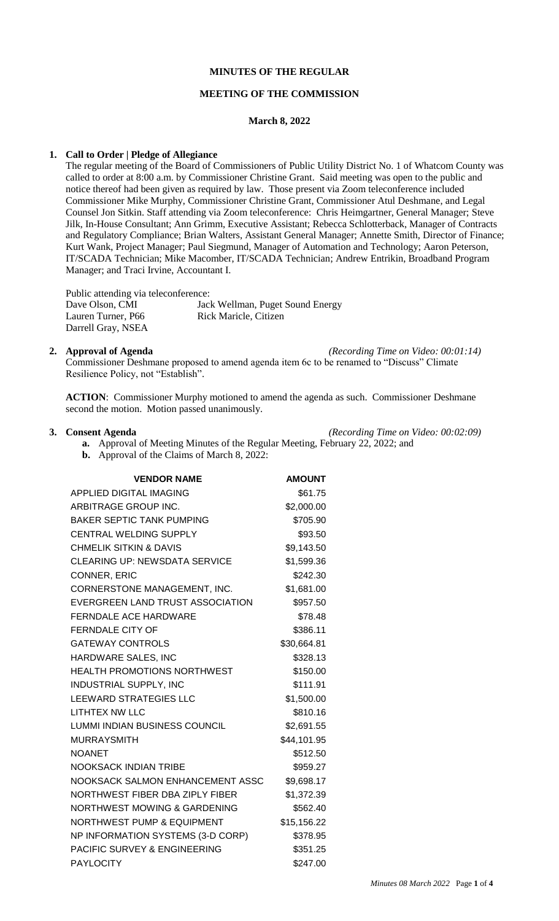# MINUTES OF THE REGULAR

## MEETING OF THE COMMISSION

### March 8, 2022

**1. Call to Order | Pledge of Allegiance**

The regular meeting of the Board of Commissioners of Public Utility District No. 1 of Whatcom County was called to order at 8:00 a.m. by Commissioner Christine Grant. Said meeting was open to the public and notice thereof had been given as required by law. Those present via Zoom teleconference included Commissioner Mike Murphy, Commissioner Christine Grant, Commissioner Atul Deshmane, and Legal Counsel Jon Sitkin. Staff attending via Zoom teleconference: Chris Heimgartner, General Manager; Steve Jilk, In-House Consultant; Ann Grimm, Executive Assistant; Rebecca Schlotterback, Manager of Contracts and Regulatory Compliance; Brian Walters, Assistant General Manager; Annette Smith, Director of Finance; Kurt Wank, Project Manager; Paul Siegmund, Manager of Automation and Technology; Aaron Peterson, IT/SCADA Technician; Mike Macomber, IT/SCADA Technician; Andrew Entrikin, Broadband Program Manager; and Traci Irvine, Accountant I.

Public attending via teleconference:

| | |
|---|---|
| Dave Olson, CMI | Jack Wellman, Puget Sound Energy |
| Lauren Turner, P66 | Rick Maricle, Citizen |
| Darrell Gray, NSEA | |

**2. Approval of Agenda** *(Recording Time on Video: 00:01:14)*

Commissioner Deshmane proposed to amend agenda item 6c to be renamed to "Discuss" Climate Resilience Policy, not "Establish".

**ACTION**: Commissioner Murphy motioned to amend the agenda as such. Commissioner Deshmane second the motion. Motion passed unanimously.

**3. Consent Agenda** *(Recording Time on Video: 00:02:09)*

**a.** Approval of Meeting Minutes of the Regular Meeting, February 22, 2022; and

**b.** Approval of the Claims of March 8, 2022:

| VENDOR NAME | AMOUNT |
|---|---|
| APPLIED DIGITAL IMAGING | $61.75 |
| ARBITRAGE GROUP INC. | $2,000.00 |
| BAKER SEPTIC TANK PUMPING | $705.90 |
| CENTRAL WELDING SUPPLY | $93.50 |
| CHMELIK SITKIN & DAVIS | $9,143.50 |
| CLEARING UP: NEWSDATA SERVICE | $1,599.36 |
| CONNER, ERIC | $242.30 |
| CORNERSTONE MANAGEMENT, INC. | $1,681.00 |
| EVERGREEN LAND TRUST ASSOCIATION | $957.50 |
| FERNDALE ACE HARDWARE | $78.48 |
| FERNDALE CITY OF | $386.11 |
| GATEWAY CONTROLS | $30,664.81 |
| HARDWARE SALES, INC | $328.13 |
| HEALTH PROMOTIONS NORTHWEST | $150.00 |
| INDUSTRIAL SUPPLY, INC | $111.91 |
| LEEWARD STRATEGIES LLC | $1,500.00 |
| LITHTEX NW LLC | $810.16 |
| LUMMI INDIAN BUSINESS COUNCIL | $2,691.55 |
| MURRAYSMITH | $44,101.95 |
| NOANET | $512.50 |
| NOOKSACK INDIAN TRIBE | $959.27 |
| NOOKSACK SALMON ENHANCEMENT ASSC | $9,698.17 |
| NORTHWEST FIBER DBA ZIPLY FIBER | $1,372.39 |
| NORTHWEST MOWING & GARDENING | $562.40 |
| NORTHWEST PUMP & EQUIPMENT | $15,156.22 |
| NP INFORMATION SYSTEMS (3-D CORP) | $378.95 |
| PACIFIC SURVEY & ENGINEERING | $351.25 |
| PAYLOCITY | $247.00 |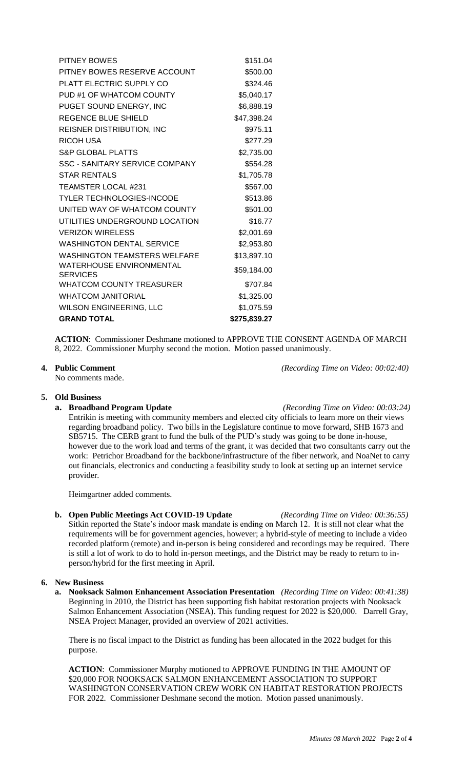| | |
|---|---|
| PITNEY BOWES | $151.04 |
| PITNEY BOWES RESERVE ACCOUNT | $500.00 |
| PLATT ELECTRIC SUPPLY CO | $324.46 |
| PUD #1 OF WHATCOM COUNTY | $5,040.17 |
| PUGET SOUND ENERGY, INC | $6,888.19 |
| REGENCE BLUE SHIELD | $47,398.24 |
| REISNER DISTRIBUTION, INC | $975.11 |
| RICOH USA | $277.29 |
| S&P GLOBAL PLATTS | $2,735.00 |
| SSC - SANITARY SERVICE COMPANY | $554.28 |
| STAR RENTALS | $1,705.78 |
| TEAMSTER LOCAL #231 | $567.00 |
| TYLER TECHNOLOGIES-INCODE | $513.86 |
| UNITED WAY OF WHATCOM COUNTY | $501.00 |
| UTILITIES UNDERGROUND LOCATION | $16.77 |
| VERIZON WIRELESS | $2,001.69 |
| WASHINGTON DENTAL SERVICE | $2,953.80 |
| WASHINGTON TEAMSTERS WELFARE | $13,897.10 |
| WATERHOUSE ENVIRONMENTAL SERVICES | $59,184.00 |
| WHATCOM COUNTY TREASURER | $707.84 |
| WHATCOM JANITORIAL | $1,325.00 |
| WILSON ENGINEERING, LLC | $1,075.59 |
| **GRAND TOTAL** | **$275,839.27** |

**ACTION**: Commissioner Deshmane motioned to APPROVE THE CONSENT AGENDA OF MARCH 8, 2022. Commissioner Murphy second the motion. Motion passed unanimously.

**4. Public Comment** *(Recording Time on Video: 00:02:40)*

No comments made.

**5. Old Business**

**a. Broadband Program Update** *(Recording Time on Video: 00:03:24)*

Entrikin is meeting with community members and elected city officials to learn more on their views regarding broadband policy. Two bills in the Legislature continue to move forward, SHB 1673 and SB5715. The CERB grant to fund the bulk of the PUD's study was going to be done in-house, however due to the work load and terms of the grant, it was decided that two consultants carry out the work: Petrichor Broadband for the backbone/infrastructure of the fiber network, and NoaNet to carry out financials, electronics and conducting a feasibility study to look at setting up an internet service provider.

Heimgartner added comments.

**b. Open Public Meetings Act COVID-19 Update** *(Recording Time on Video: 00:36:55)*

Sitkin reported the State's indoor mask mandate is ending on March 12. It is still not clear what the requirements will be for government agencies, however; a hybrid-style of meeting to include a video recorded platform (remote) and in-person is being considered and recordings may be required. There is still a lot of work to do to hold in-person meetings, and the District may be ready to return to in-person/hybrid for the first meeting in April.

**6. New Business**

**a. Nooksack Salmon Enhancement Association Presentation** *(Recording Time on Video: 00:41:38)*

Beginning in 2010, the District has been supporting fish habitat restoration projects with Nooksack Salmon Enhancement Association (NSEA). This funding request for 2022 is $20,000. Darrell Gray, NSEA Project Manager, provided an overview of 2021 activities.

There is no fiscal impact to the District as funding has been allocated in the 2022 budget for this purpose.

**ACTION**: Commissioner Murphy motioned to APPROVE FUNDING IN THE AMOUNT OF $20,000 FOR NOOKSACK SALMON ENHANCEMENT ASSOCIATION TO SUPPORT WASHINGTON CONSERVATION CREW WORK ON HABITAT RESTORATION PROJECTS FOR 2022. Commissioner Deshmane second the motion. Motion passed unanimously.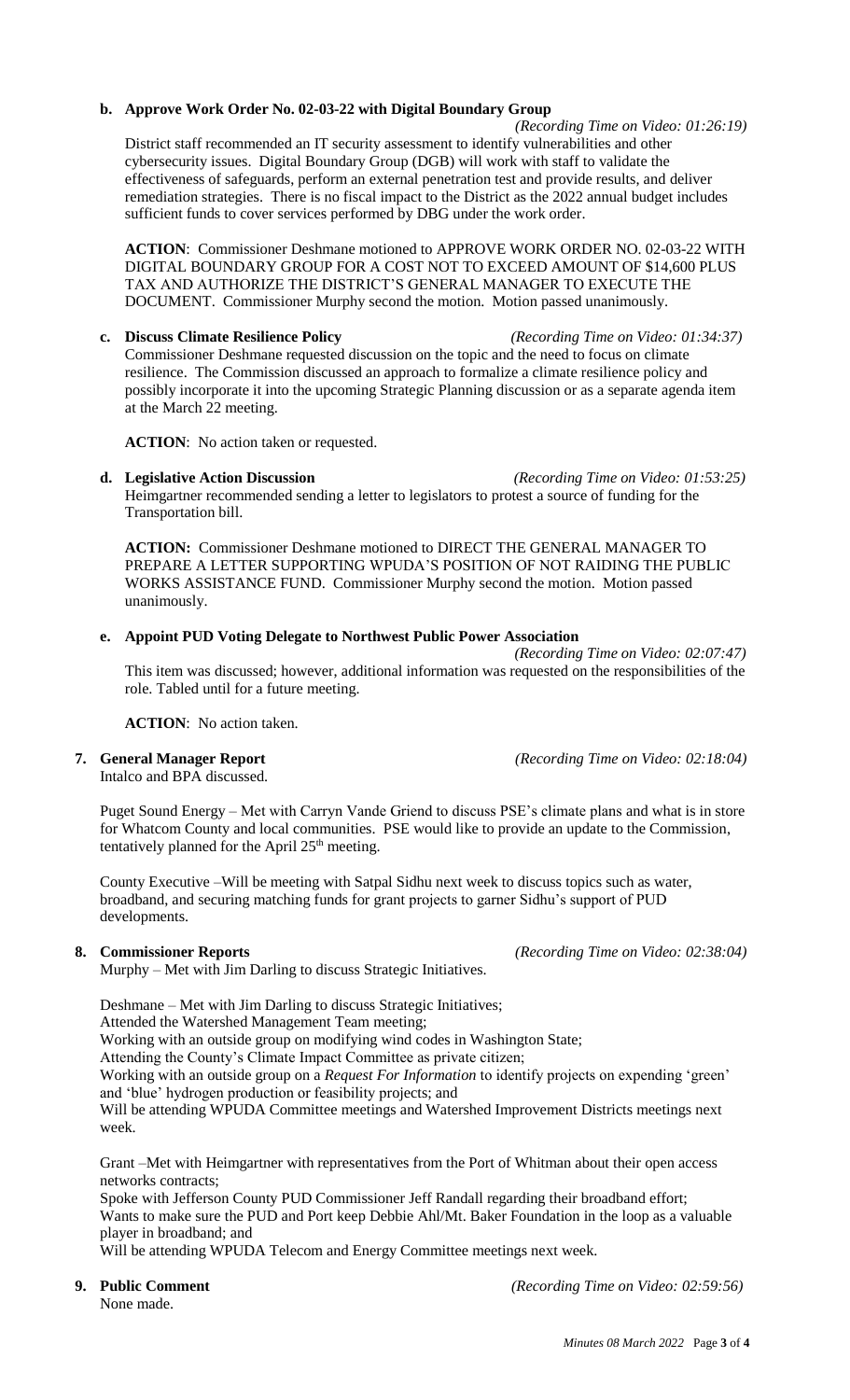**b. Approve Work Order No. 02-03-22 with Digital Boundary Group**

*(Recording Time on Video: 01:26:19)*

District staff recommended an IT security assessment to identify vulnerabilities and other cybersecurity issues. Digital Boundary Group (DGB) will work with staff to validate the effectiveness of safeguards, perform an external penetration test and provide results, and deliver remediation strategies. There is no fiscal impact to the District as the 2022 annual budget includes sufficient funds to cover services performed by DBG under the work order.

**ACTION**: Commissioner Deshmane motioned to APPROVE WORK ORDER NO. 02-03-22 WITH DIGITAL BOUNDARY GROUP FOR A COST NOT TO EXCEED AMOUNT OF $14,600 PLUS TAX AND AUTHORIZE THE DISTRICT'S GENERAL MANAGER TO EXECUTE THE DOCUMENT. Commissioner Murphy second the motion. Motion passed unanimously.

**c. Discuss Climate Resilience Policy** *(Recording Time on Video: 01:34:37)*

Commissioner Deshmane requested discussion on the topic and the need to focus on climate resilience. The Commission discussed an approach to formalize a climate resilience policy and possibly incorporate it into the upcoming Strategic Planning discussion or as a separate agenda item at the March 22 meeting.

**ACTION**: No action taken or requested.

**d. Legislative Action Discussion** *(Recording Time on Video: 01:53:25)*

Heimgartner recommended sending a letter to legislators to protest a source of funding for the Transportation bill.

**ACTION:** Commissioner Deshmane motioned to DIRECT THE GENERAL MANAGER TO PREPARE A LETTER SUPPORTING WPUDA'S POSITION OF NOT RAIDING THE PUBLIC WORKS ASSISTANCE FUND. Commissioner Murphy second the motion. Motion passed unanimously.

**e. Appoint PUD Voting Delegate to Northwest Public Power Association**

*(Recording Time on Video: 02:07:47)*

This item was discussed; however, additional information was requested on the responsibilities of the role. Tabled until for a future meeting.

**ACTION**: No action taken.

**7. General Manager Report** *(Recording Time on Video: 02:18:04)*

Intalco and BPA discussed.

Puget Sound Energy – Met with Carryn Vande Griend to discuss PSE's climate plans and what is in store for Whatcom County and local communities. PSE would like to provide an update to the Commission, tentatively planned for the April 25th meeting.

County Executive –Will be meeting with Satpal Sidhu next week to discuss topics such as water, broadband, and securing matching funds for grant projects to garner Sidhu's support of PUD developments.

**8. Commissioner Reports** *(Recording Time on Video: 02:38:04)*

Murphy – Met with Jim Darling to discuss Strategic Initiatives.

Deshmane – Met with Jim Darling to discuss Strategic Initiatives;
Attended the Watershed Management Team meeting;
Working with an outside group on modifying wind codes in Washington State;
Attending the County's Climate Impact Committee as private citizen;
Working with an outside group on a *Request For Information* to identify projects on expending 'green' and 'blue' hydrogen production or feasibility projects; and
Will be attending WPUDA Committee meetings and Watershed Improvement Districts meetings next week.

Grant –Met with Heimgartner with representatives from the Port of Whitman about their open access networks contracts;
Spoke with Jefferson County PUD Commissioner Jeff Randall regarding their broadband effort;
Wants to make sure the PUD and Port keep Debbie Ahl/Mt. Baker Foundation in the loop as a valuable player in broadband; and
Will be attending WPUDA Telecom and Energy Committee meetings next week.

**9. Public Comment** *(Recording Time on Video: 02:59:56)*

None made.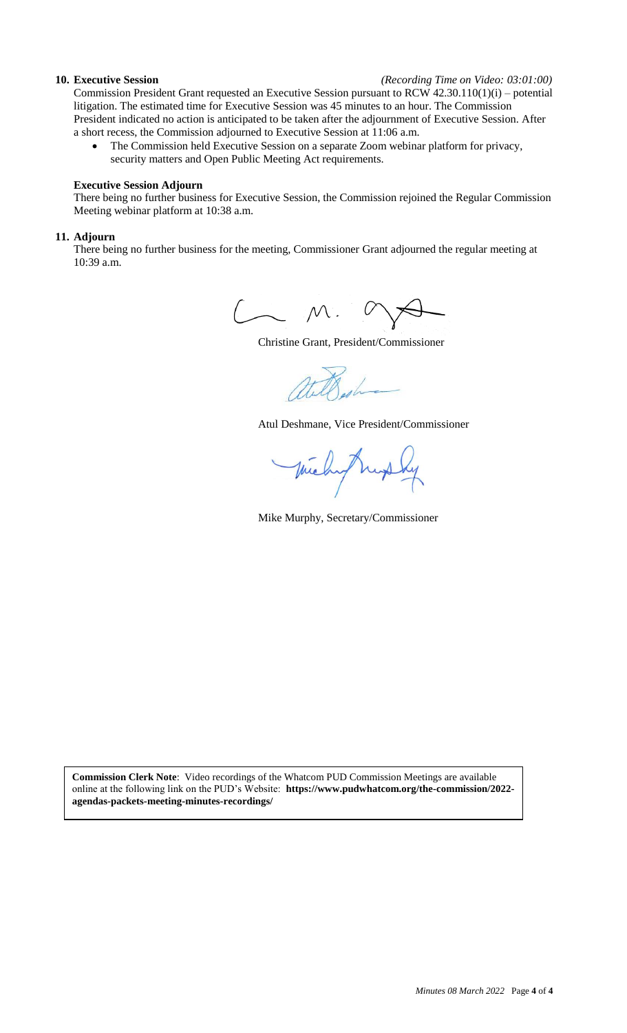**10. Executive Session** *(Recording Time on Video: 03:01:00)*

Commission President Grant requested an Executive Session pursuant to RCW 42.30.110(1)(i) – potential litigation. The estimated time for Executive Session was 45 minutes to an hour. The Commission President indicated no action is anticipated to be taken after the adjournment of Executive Session. After a short recess, the Commission adjourned to Executive Session at 11:06 a.m.

- The Commission held Executive Session on a separate Zoom webinar platform for privacy, security matters and Open Public Meeting Act requirements.

**Executive Session Adjourn**

There being no further business for Executive Session, the Commission rejoined the Regular Commission Meeting webinar platform at 10:38 a.m.

**11. Adjourn**

There being no further business for the meeting, Commissioner Grant adjourned the regular meeting at 10:39 a.m.

Christine Grant, President/Commissioner

Atul Deshmane, Vice President/Commissioner

Mike Murphy, Secretary/Commissioner

**Commission Clerk Note**: Video recordings of the Whatcom PUD Commission Meetings are available online at the following link on the PUD's Website: **https://www.pudwhatcom.org/the-commission/2022-agendas-packets-meeting-minutes-recordings/**